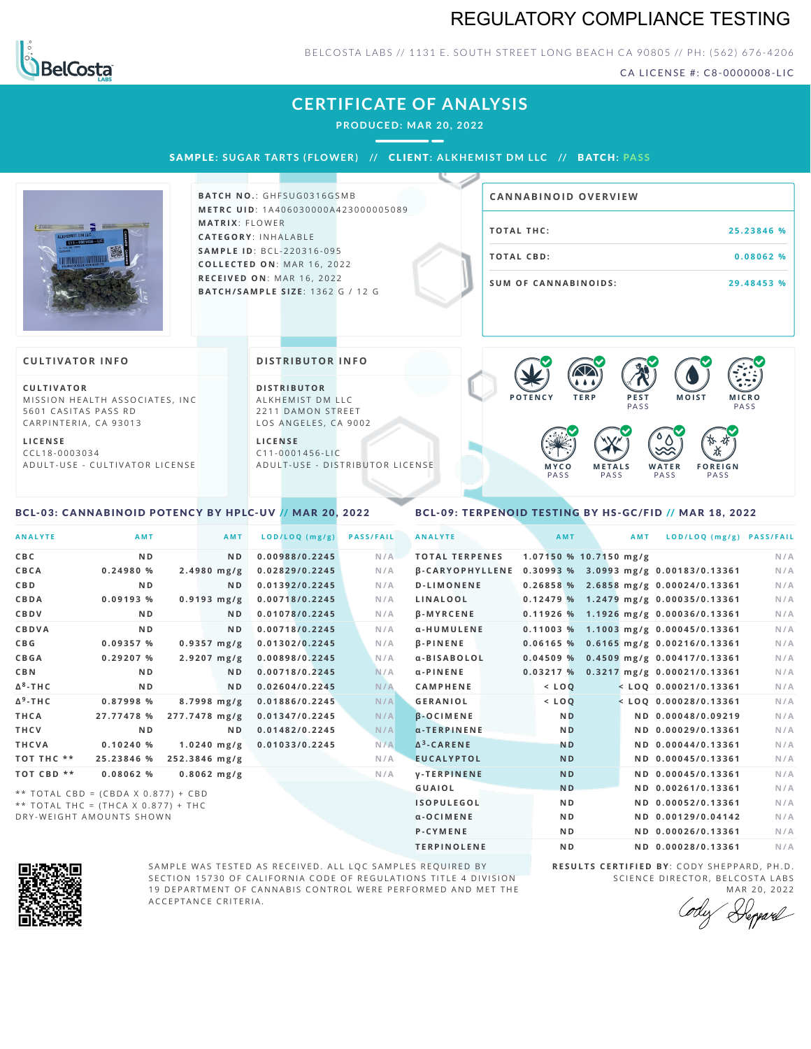# REGULATORY COMPLIANCE TESTING

BELCOSTA LABS // 1131 E. SOUTH STREET LONG BEACH CA 90805 // PH: (562) 676-4206

CA LICENSE #: C8-0000008-LIC

## CERTIFICATE OF ANALYSIS

**PRODUCED: MAR 20, 2022**

**SAMPLE: SUGAR TARTS (FLOWER) // CLIENT: ALKHEMIST DM LLC // BATCH: PASS**

**BATCH NO.**: GHFSUG0316GSMB
**METRC UID**: 1A406030000A423000005089
**MATRIX**: FLOWER
**CATEGORY**: INHALABLE
**SAMPLE ID**: BCL-220316-095
**COLLECTED ON**: MAR 16, 2022
**RECEIVED ON**: MAR 16, 2022
**BATCH/SAMPLE SIZE**: 1362 G / 12 G

### CANNABINOID OVERVIEW

| | |
|---|---|
| TOTAL THC: | 25.23846 % |
| TOTAL CBD: | 0.08062 % |
| SUM OF CANNABINOIDS: | 29.48453 % |

### CULTIVATOR INFO

**CULTIVATOR**
MISSION HEALTH ASSOCIATES, INC
5601 CASITAS PASS RD
CARPINTERIA, CA 93013

**LICENSE**
CCL18-0003034
ADULT-USE - CULTIVATOR LICENSE

### DISTRIBUTOR INFO

**DISTRIBUTOR**
ALKHEMIST DM LLC
2211 DAMON STREET
LOS ANGELES, CA 9002

**LICENSE**
C11-0001456-LIC
ADULT-USE - DISTRIBUTOR LICENSE

POTENCY | TERP | PEST PASS | MOIST | MICRO PASS | MYCO PASS | METALS PASS | WATER PASS | FOREIGN PASS

### BCL-03: CANNABINOID POTENCY BY HPLC-UV // MAR 20, 2022

| ANALYTE | AMT | AMT | LOD/LOQ (mg/g) | PASS/FAIL |
|---|---|---|---|---|
| CBC | ND | ND | 0.00988/0.2245 | N/A |
| CBCA | 0.24980 % | 2.4980 mg/g | 0.02829/0.2245 | N/A |
| CBD | ND | ND | 0.01392/0.2245 | N/A |
| CBDA | 0.09193 % | 0.9193 mg/g | 0.00718/0.2245 | N/A |
| CBDV | ND | ND | 0.01078/0.2245 | N/A |
| CBDVA | ND | ND | 0.00718/0.2245 | N/A |
| CBG | 0.09357 % | 0.9357 mg/g | 0.01302/0.2245 | N/A |
| CBGA | 0.29207 % | 2.9207 mg/g | 0.00898/0.2245 | N/A |
| CBN | ND | ND | 0.00718/0.2245 | N/A |
| Δ⁸-THC | ND | ND | 0.02604/0.2245 | N/A |
| Δ⁹-THC | 0.87998 % | 8.7998 mg/g | 0.01886/0.2245 | N/A |
| THCA | 27.77478 % | 277.7478 mg/g | 0.01347/0.2245 | N/A |
| THCV | ND | ND | 0.01482/0.2245 | N/A |
| THCVA | 0.10240 % | 1.0240 mg/g | 0.01033/0.2245 | N/A |
| TOT THC ** | 25.23846 % | 252.3846 mg/g | | N/A |
| TOT CBD ** | 0.08062 % | 0.8062 mg/g | | N/A |

** TOTAL CBD = (CBDA X 0.877) + CBD
** TOTAL THC = (THCA X 0.877) + THC
DRY-WEIGHT AMOUNTS SHOWN

### BCL-09: TERPENOID TESTING BY HS-GC/FID // MAR 18, 2022

| ANALYTE | AMT | AMT | LOD/LOQ (mg/g) | PASS/FAIL |
|---|---|---|---|---|
| TOTAL TERPENES | 1.07150 % | 10.7150 mg/g | | N/A |
| β-CARYOPHYLLENE | 0.30993 % | 3.0993 mg/g | 0.00183/0.13361 | N/A |
| D-LIMONENE | 0.26858 % | 2.6858 mg/g | 0.00024/0.13361 | N/A |
| LINALOOL | 0.12479 % | 1.2479 mg/g | 0.00035/0.13361 | N/A |
| β-MYRCENE | 0.11926 % | 1.1926 mg/g | 0.00036/0.13361 | N/A |
| α-HUMULENE | 0.11003 % | 1.1003 mg/g | 0.00045/0.13361 | N/A |
| β-PINENE | 0.06165 % | 0.6165 mg/g | 0.00216/0.13361 | N/A |
| α-BISABOLOL | 0.04509 % | 0.4509 mg/g | 0.00417/0.13361 | N/A |
| α-PINENE | 0.03217 % | 0.3217 mg/g | 0.00021/0.13361 | N/A |
| CAMPHENE | < LOQ | < LOQ | 0.00021/0.13361 | N/A |
| GERANIOL | < LOQ | < LOQ | 0.00028/0.13361 | N/A |
| β-OCIMENE | ND | ND | 0.00048/0.09219 | N/A |
| α-TERPINENE | ND | ND | 0.00029/0.13361 | N/A |
| Δ³-CARENE | ND | ND | 0.00044/0.13361 | N/A |
| EUCALYPTOL | ND | ND | 0.00045/0.13361 | N/A |
| γ-TERPINENE | ND | ND | 0.00045/0.13361 | N/A |
| GUAIOL | ND | ND | 0.00261/0.13361 | N/A |
| ISOPULEGOL | ND | ND | 0.00052/0.13361 | N/A |
| α-OCIMENE | ND | ND | 0.00129/0.04142 | N/A |
| P-CYMENE | ND | ND | 0.00026/0.13361 | N/A |
| TERPINOLENE | ND | ND | 0.00028/0.13361 | N/A |

SAMPLE WAS TESTED AS RECEIVED. ALL LQC SAMPLES REQUIRED BY SECTION 15730 OF CALIFORNIA CODE OF REGULATIONS TITLE 4 DIVISION 19 DEPARTMENT OF CANNABIS CONTROL WERE PERFORMED AND MET THE ACCEPTANCE CRITERIA.

**RESULTS CERTIFIED BY**: CODY SHEPPARD, PH.D.
SCIENCE DIRECTOR, BELCOSTA LABS
MAR 20, 2022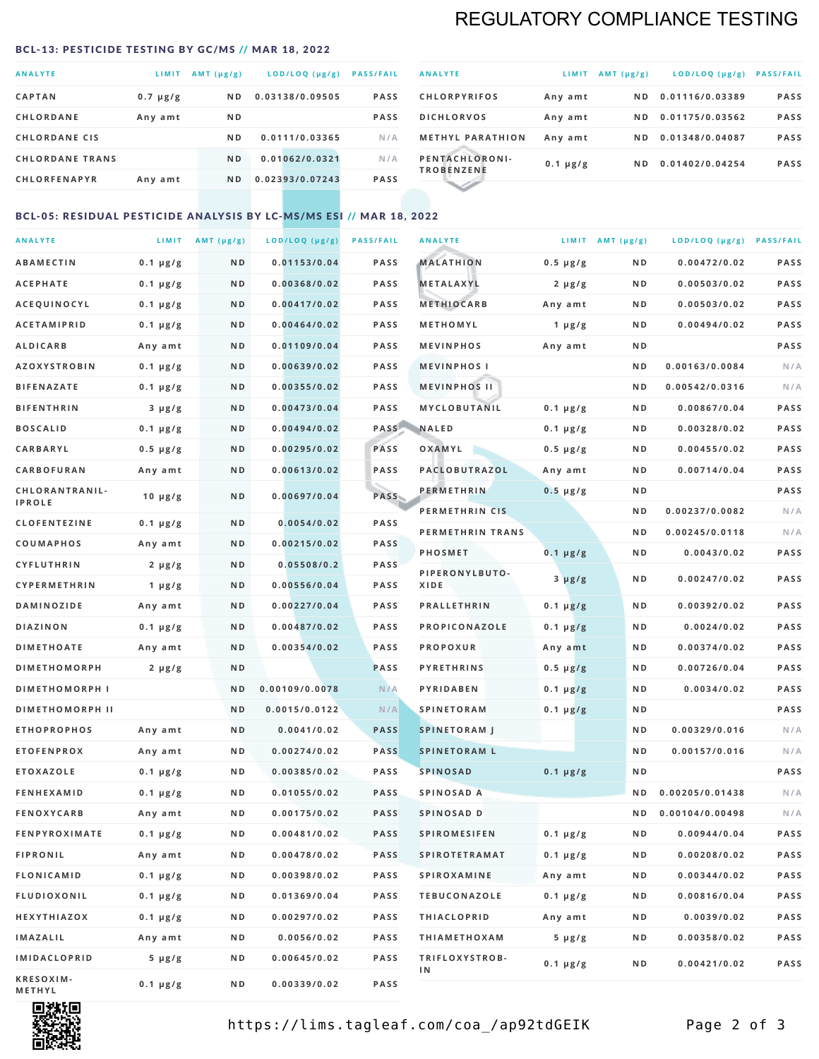## REGULATORY COMPLIANCE TESTING

### BCL-13: PESTICIDE TESTING BY GC/MS // MAR 18, 2022

| ANALYTE | LIMIT | AMT (μg/g) | LOD/LOQ (μg/g) | PASS/FAIL |
|---|---|---|---|---|
| CAPTAN | 0.7 μg/g | ND | 0.03138/0.09505 | PASS |
| CHLORDANE | Any amt | ND | | PASS |
| CHLORDANE CIS | | ND | 0.0111/0.03365 | N/A |
| CHLORDANE TRANS | | ND | 0.01062/0.0321 | N/A |
| CHLORFENAPYR | Any amt | ND | 0.02393/0.07243 | PASS |
| CHLORPYRIFOS | Any amt | ND | 0.01116/0.03389 | PASS |
| DICHLORVOS | Any amt | ND | 0.01175/0.03562 | PASS |
| METHYL PARATHION | Any amt | ND | 0.01348/0.04087 | PASS |
| PENTACHLORONITROBENZENE | 0.1 μg/g | ND | 0.01402/0.04254 | PASS |

### BCL-05: RESIDUAL PESTICIDE ANALYSIS BY LC-MS/MS ESI // MAR 18, 2022

| ANALYTE | LIMIT | AMT (μg/g) | LOD/LOQ (μg/g) | PASS/FAIL |
|---|---|---|---|---|
| ABAMECTIN | 0.1 μg/g | ND | 0.01153/0.04 | PASS |
| ACEPHATE | 0.1 μg/g | ND | 0.00368/0.02 | PASS |
| ACEQUINOCYL | 0.1 μg/g | ND | 0.00417/0.02 | PASS |
| ACETAMIPRID | 0.1 μg/g | ND | 0.00464/0.02 | PASS |
| ALDICARB | Any amt | ND | 0.01109/0.04 | PASS |
| AZOXYSTROBIN | 0.1 μg/g | ND | 0.00639/0.02 | PASS |
| BIFENAZATE | 0.1 μg/g | ND | 0.00355/0.02 | PASS |
| BIFENTHRIN | 3 μg/g | ND | 0.00473/0.04 | PASS |
| BOSCALID | 0.1 μg/g | ND | 0.00494/0.02 | PASS |
| CARBARYL | 0.5 μg/g | ND | 0.00295/0.02 | PASS |
| CARBOFURAN | Any amt | ND | 0.00613/0.02 | PASS |
| CHLORANTRANILIPROLE | 10 μg/g | ND | 0.00697/0.04 | PASS |
| CLOFENTEZINE | 0.1 μg/g | ND | 0.0054/0.02 | PASS |
| COUMAPHOS | Any amt | ND | 0.00215/0.02 | PASS |
| CYFLUTHRIN | 2 μg/g | ND | 0.05508/0.2 | PASS |
| CYPERMETHRIN | 1 μg/g | ND | 0.00556/0.04 | PASS |
| DAMINOZIDE | Any amt | ND | 0.00227/0.04 | PASS |
| DIAZINON | 0.1 μg/g | ND | 0.00487/0.02 | PASS |
| DIMETHOATE | Any amt | ND | 0.00354/0.02 | PASS |
| DIMETHOMORPH | 2 μg/g | ND | | PASS |
| DIMETHOMORPH I | | ND | 0.00109/0.0078 | N/A |
| DIMETHOMORPH II | | ND | 0.0015/0.0122 | N/A |
| ETHOPROPHOS | Any amt | ND | 0.0041/0.02 | PASS |
| ETOFENPROX | Any amt | ND | 0.00274/0.02 | PASS |
| ETOXAZOLE | 0.1 μg/g | ND | 0.00385/0.02 | PASS |
| FENHEXAMID | 0.1 μg/g | ND | 0.01055/0.02 | PASS |
| FENOXYCARB | Any amt | ND | 0.00175/0.02 | PASS |
| FENPYROXIMATE | 0.1 μg/g | ND | 0.00481/0.02 | PASS |
| FIPRONIL | Any amt | ND | 0.00478/0.02 | PASS |
| FLONICAMID | 0.1 μg/g | ND | 0.00398/0.02 | PASS |
| FLUDIOXONIL | 0.1 μg/g | ND | 0.01369/0.04 | PASS |
| HEXYTHIAZOX | 0.1 μg/g | ND | 0.00297/0.02 | PASS |
| IMAZALIL | Any amt | ND | 0.0056/0.02 | PASS |
| IMIDACLOPRID | 5 μg/g | ND | 0.00645/0.02 | PASS |
| KRESOXIM-METHYL | 0.1 μg/g | ND | 0.00339/0.02 | PASS |
| MALATHION | 0.5 μg/g | ND | 0.00472/0.02 | PASS |
| METALAXYL | 2 μg/g | ND | 0.00503/0.02 | PASS |
| METHIOCARB | Any amt | ND | 0.00503/0.02 | PASS |
| METHOMYL | 1 μg/g | ND | 0.00494/0.02 | PASS |
| MEVINPHOS | Any amt | ND | | PASS |
| MEVINPHOS I | | ND | 0.00163/0.0084 | N/A |
| MEVINPHOS II | | ND | 0.00542/0.0316 | N/A |
| MYCLOBUTANIL | 0.1 μg/g | ND | 0.00867/0.04 | PASS |
| NALED | 0.1 μg/g | ND | 0.00328/0.02 | PASS |
| OXAMYL | 0.5 μg/g | ND | 0.00455/0.02 | PASS |
| PACLOBUTRAZOL | Any amt | ND | 0.00714/0.04 | PASS |
| PERMETHRIN | 0.5 μg/g | ND | | PASS |
| PERMETHRIN CIS | | ND | 0.00237/0.0082 | N/A |
| PERMETHRIN TRANS | | ND | 0.00245/0.0118 | N/A |
| PHOSMET | 0.1 μg/g | ND | 0.0043/0.02 | PASS |
| PIPERONYLBUTOXIDE | 3 μg/g | ND | 0.00247/0.02 | PASS |
| PRALLETHRIN | 0.1 μg/g | ND | 0.00392/0.02 | PASS |
| PROPICONAZOLE | 0.1 μg/g | ND | 0.0024/0.02 | PASS |
| PROPOXUR | Any amt | ND | 0.00374/0.02 | PASS |
| PYRETHRINS | 0.5 μg/g | ND | 0.00726/0.04 | PASS |
| PYRIDABEN | 0.1 μg/g | ND | 0.0034/0.02 | PASS |
| SPINETORAM | 0.1 μg/g | ND | | PASS |
| SPINETORAM J | | ND | 0.00329/0.016 | N/A |
| SPINETORAM L | | ND | 0.00157/0.016 | N/A |
| SPINOSAD | 0.1 μg/g | ND | | PASS |
| SPINOSAD A | | ND | 0.00205/0.01438 | N/A |
| SPINOSAD D | | ND | 0.00104/0.00498 | N/A |
| SPIROMESIFEN | 0.1 μg/g | ND | 0.00944/0.04 | PASS |
| SPIROTETRAMAT | 0.1 μg/g | ND | 0.00208/0.02 | PASS |
| SPIROXAMINE | Any amt | ND | 0.00344/0.02 | PASS |
| TEBUCONAZOLE | 0.1 μg/g | ND | 0.00816/0.04 | PASS |
| THIACLOPRID | Any amt | ND | 0.0039/0.02 | PASS |
| THIAMETHOXAM | 5 μg/g | ND | 0.00358/0.02 | PASS |
| TRIFLOXYSTROBIN | 0.1 μg/g | ND | 0.00421/0.02 | PASS |

https://lims.tagleaf.com/coa_/ap92tdGEIK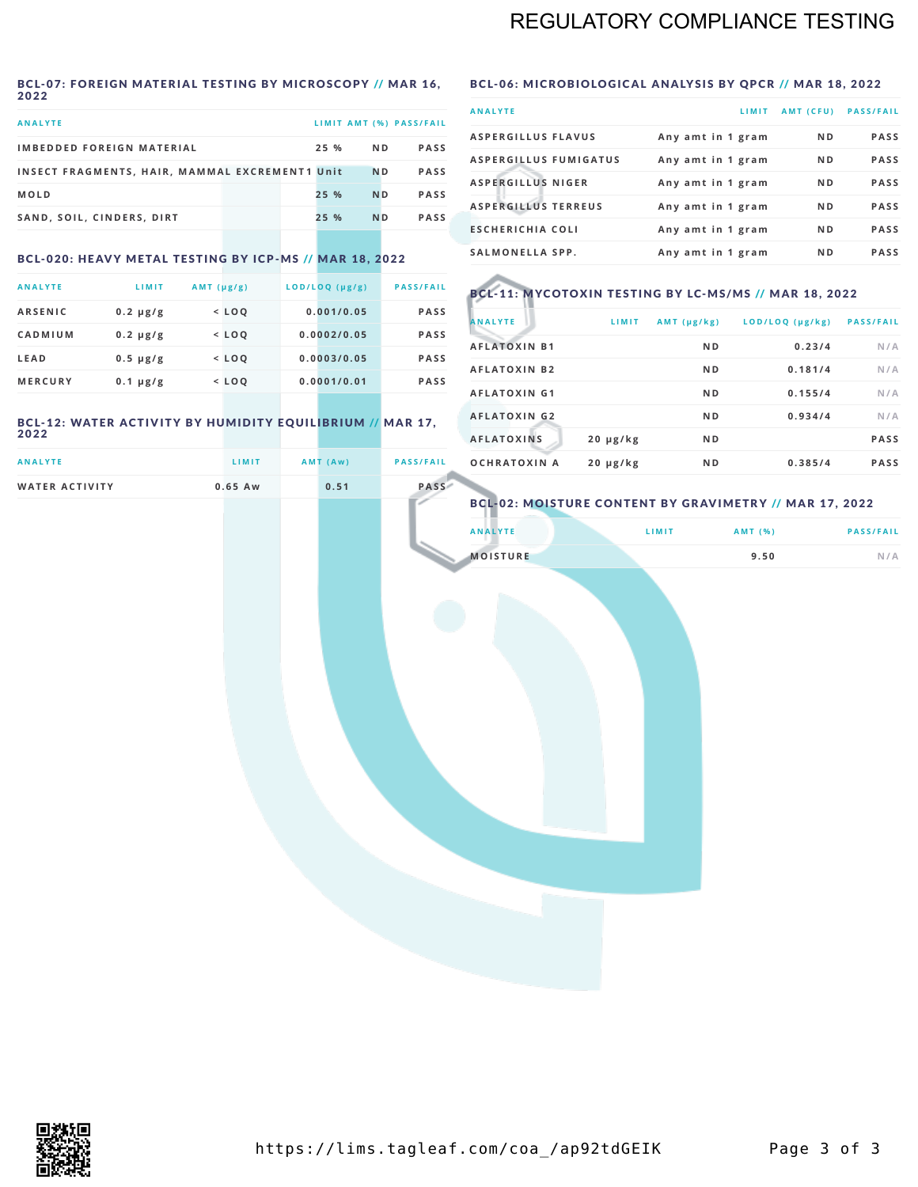# REGULATORY COMPLIANCE TESTING

## BCL-07: FOREIGN MATERIAL TESTING BY MICROSCOPY // MAR 16, 2022

| ANALYTE | LIMIT | AMT (%) | PASS/FAIL |
| --- | --- | --- | --- |
| IMBEDDED FOREIGN MATERIAL | 25 % | ND | PASS |
| INSECT FRAGMENTS, HAIR, MAMMAL EXCREMENT | 1 Unit | ND | PASS |
| MOLD | 25 % | ND | PASS |
| SAND, SOIL, CINDERS, DIRT | 25 % | ND | PASS |

## BCL-020: HEAVY METAL TESTING BY ICP-MS // MAR 18, 2022

| ANALYTE | LIMIT | AMT (µg/g) | LOD/LOQ (µg/g) | PASS/FAIL |
| --- | --- | --- | --- | --- |
| ARSENIC | 0.2 µg/g | < LOQ | 0.001/0.05 | PASS |
| CADMIUM | 0.2 µg/g | < LOQ | 0.0002/0.05 | PASS |
| LEAD | 0.5 µg/g | < LOQ | 0.0003/0.05 | PASS |
| MERCURY | 0.1 µg/g | < LOQ | 0.0001/0.01 | PASS |

## BCL-12: WATER ACTIVITY BY HUMIDITY EQUILIBRIUM // MAR 17, 2022

| ANALYTE | LIMIT | AMT (Aw) | PASS/FAIL |
| --- | --- | --- | --- |
| WATER ACTIVITY | 0.65 Aw | 0.51 | PASS |

## BCL-06: MICROBIOLOGICAL ANALYSIS BY QPCR // MAR 18, 2022

| ANALYTE | LIMIT | AMT (CFU) | PASS/FAIL |
| --- | --- | --- | --- |
| ASPERGILLUS FLAVUS | Any amt in 1 gram | ND | PASS |
| ASPERGILLUS FUMIGATUS | Any amt in 1 gram | ND | PASS |
| ASPERGILLUS NIGER | Any amt in 1 gram | ND | PASS |
| ASPERGILLUS TERREUS | Any amt in 1 gram | ND | PASS |
| ESCHERICHIA COLI | Any amt in 1 gram | ND | PASS |
| SALMONELLA SPP. | Any amt in 1 gram | ND | PASS |

## BCL-11: MYCOTOXIN TESTING BY LC-MS/MS // MAR 18, 2022

| ANALYTE | LIMIT | AMT (µg/kg) | LOD/LOQ (µg/kg) | PASS/FAIL |
| --- | --- | --- | --- | --- |
| AFLATOXIN B1 | | ND | 0.23/4 | N/A |
| AFLATOXIN B2 | | ND | 0.181/4 | N/A |
| AFLATOXIN G1 | | ND | 0.155/4 | N/A |
| AFLATOXIN G2 | | ND | 0.934/4 | N/A |
| AFLATOXINS | 20 µg/kg | ND | | PASS |
| OCHRATOXIN A | 20 µg/kg | ND | 0.385/4 | PASS |

## BCL-02: MOISTURE CONTENT BY GRAVIMETRY // MAR 17, 2022

| ANALYTE | LIMIT | AMT (%) | PASS/FAIL |
| --- | --- | --- | --- |
| MOISTURE | | 9.50 | N/A |

https://lims.tagleaf.com/coa_/ap92tdGEIK